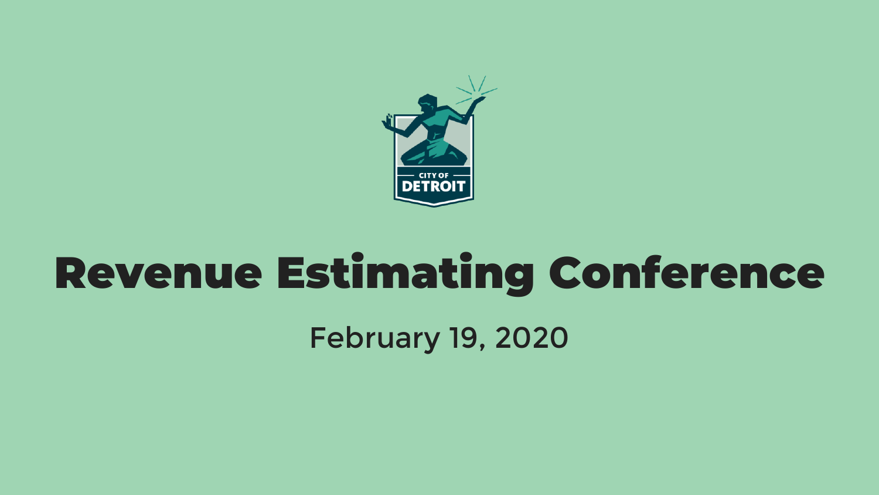CITY OF DETROIT

# Revenue Estimating Conference

February 19, 2020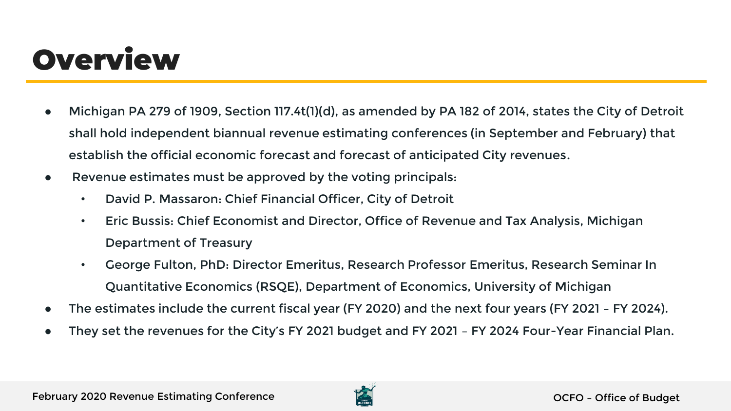# Overview

- Michigan PA 279 of 1909, Section 117.4t(1)(d), as amended by PA 182 of 2014, states the City of Detroit shall hold independent biannual revenue estimating conferences (in September and February) that establish the official economic forecast and forecast of anticipated City revenues.
- Revenue estimates must be approved by the voting principals:
  - David P. Massaron: Chief Financial Officer, City of Detroit
  - Eric Bussis: Chief Economist and Director, Office of Revenue and Tax Analysis, Michigan Department of Treasury
  - George Fulton, PhD: Director Emeritus, Research Professor Emeritus, Research Seminar In Quantitative Economics (RSQE), Department of Economics, University of Michigan
- The estimates include the current fiscal year (FY 2020) and the next four years (FY 2021 – FY 2024).
- They set the revenues for the City's FY 2021 budget and FY 2021 – FY 2024 Four-Year Financial Plan.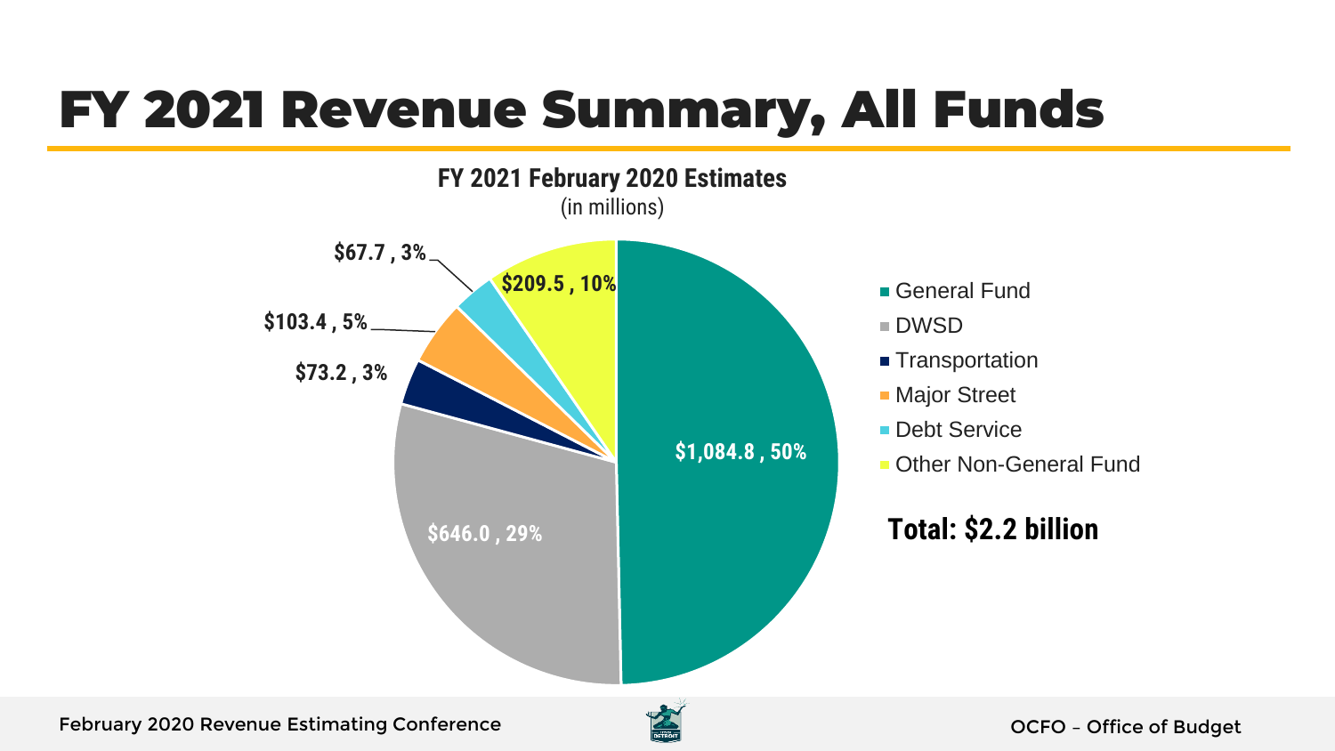# FY 2021 Revenue Summary, All Funds

**FY 2021 February 2020 Estimates**

(in millions)

| Fund | Amount | Share |
|---|---|---|
| General Fund | $1,084.8 | 50% |
| DWSD | $646.0 | 29% |
| Transportation | $73.2 | 3% |
| Major Street | $103.4 | 5% |
| Debt Service | $67.7 | 3% |
| Other Non-General Fund | $209.5 | 10% |

**Total: $2.2 billion**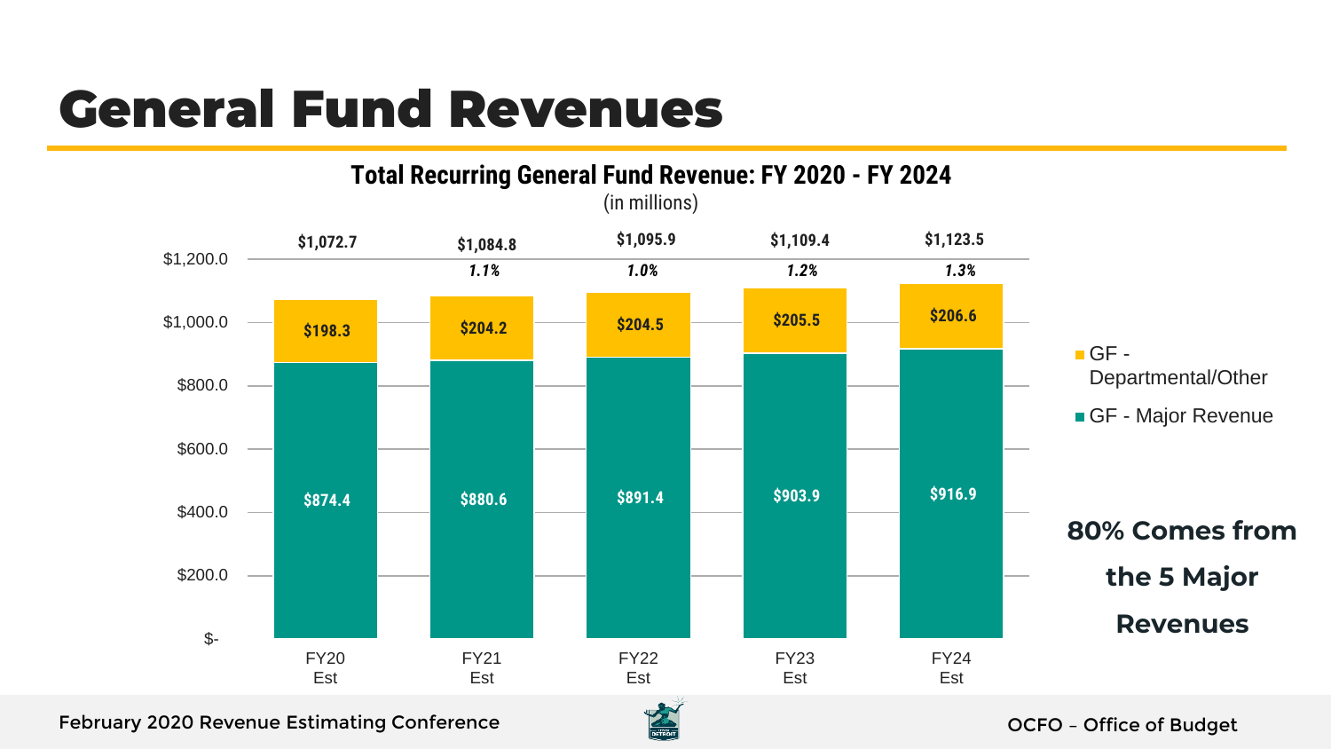# General Fund Revenues

**Total Recurring General Fund Revenue: FY 2020 - FY 2024**

(in millions)

| | FY20 Est | FY21 Est | FY22 Est | FY23 Est | FY24 Est |
|---|---|---|---|---|---|
| GF - Departmental/Other | $198.3 | $204.2 | $204.5 | $205.5 | $206.6 |
| GF - Major Revenue | $874.4 | $880.6 | $891.4 | $903.9 | $916.9 |
| Total | $1,072.7 | $1,084.8 | $1,095.9 | $1,109.4 | $1,123.5 |
| Growth | | *1.1%* | *1.0%* | *1.2%* | *1.3%* |

**80% Comes from the 5 Major Revenues**

February 2020 Revenue Estimating Conference

OCFO – Office of Budget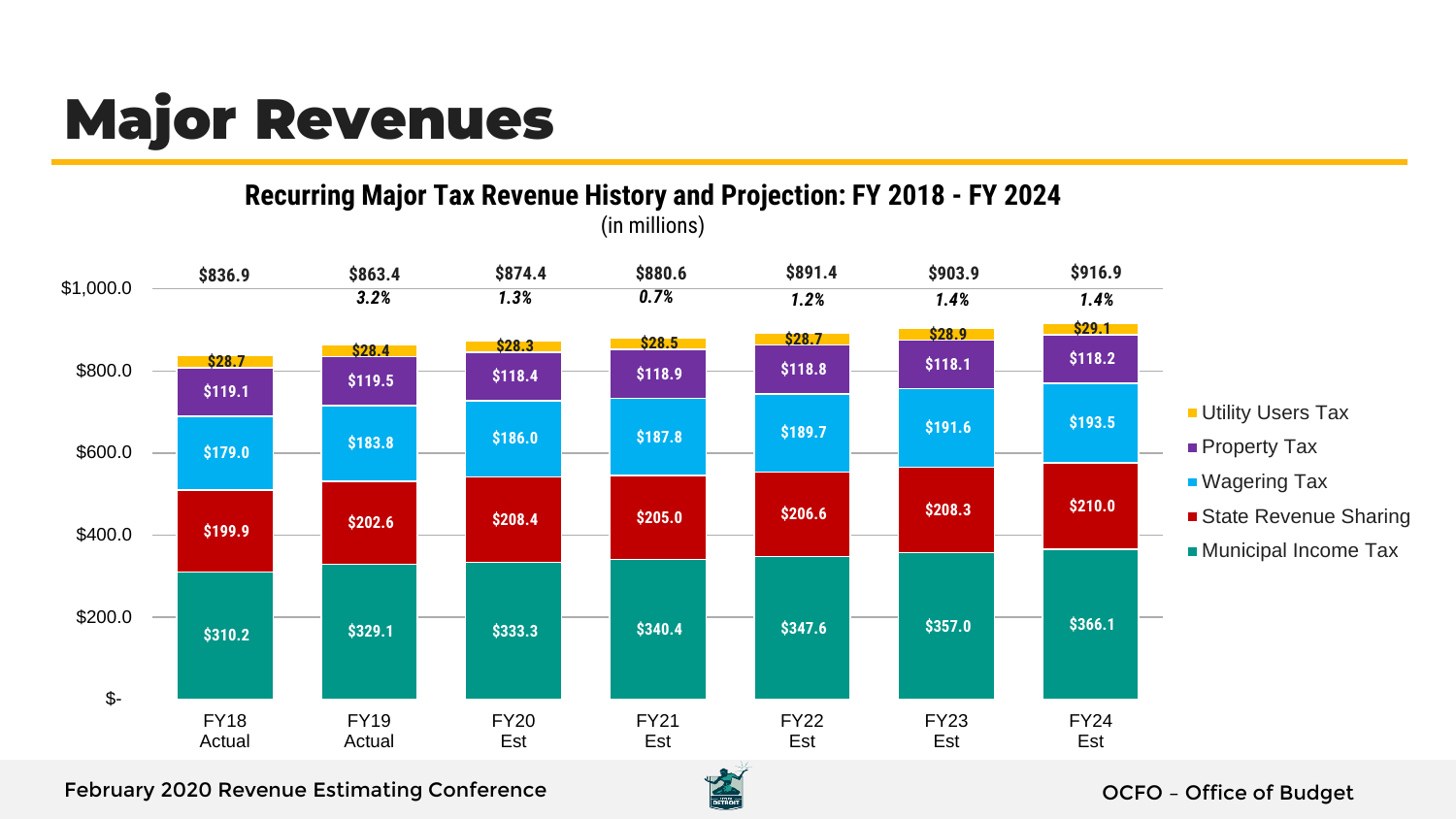# Major Revenues

## Recurring Major Tax Revenue History and Projection: FY 2018 - FY 2024

(in millions)

| | FY18 Actual | FY19 Actual | FY20 Est | FY21 Est | FY22 Est | FY23 Est | FY24 Est |
|---|---|---|---|---|---|---|---|
| Utility Users Tax | $28.7 | $28.4 | $28.3 | $28.5 | $28.7 | $28.9 | $29.1 |
| Property Tax | $119.1 | $119.5 | $118.4 | $118.9 | $118.8 | $118.1 | $118.2 |
| Wagering Tax | $179.0 | $183.8 | $186.0 | $187.8 | $189.7 | $191.6 | $193.5 |
| State Revenue Sharing | $199.9 | $202.6 | $208.4 | $205.0 | $206.6 | $208.3 | $210.0 |
| Municipal Income Tax | $310.2 | $329.1 | $333.3 | $340.4 | $347.6 | $357.0 | $366.1 |
| **Total** | **$836.9** | **$863.4** | **$874.4** | **$880.6** | **$891.4** | **$903.9** | **$916.9** |
| Growth | | *3.2%* | *1.3%* | *0.7%* | *1.2%* | *1.4%* | *1.4%* |

February 2020 Revenue Estimating Conference

OCFO – Office of Budget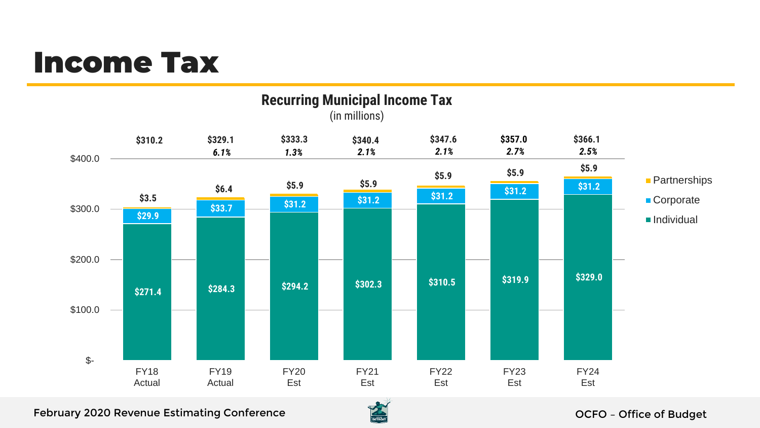# Income Tax

## Recurring Municipal Income Tax

(in millions)

| | FY18 Actual | FY19 Actual | FY20 Est | FY21 Est | FY22 Est | FY23 Est | FY24 Est |
|---|---|---|---|---|---|---|---|
| Total | $310.2 | $329.1 | $333.3 | $340.4 | $347.6 | $357.0 | $366.1 |
| Growth | | *6.1%* | *1.3%* | *2.1%* | *2.1%* | *2.7%* | *2.5%* |
| Partnerships | $3.5 | $6.4 | $5.9 | $5.9 | $5.9 | $5.9 | $5.9 |
| Corporate | $29.9 | $33.7 | $31.2 | $31.2 | $31.2 | $31.2 | $31.2 |
| Individual | $271.4 | $284.3 | $294.2 | $302.3 | $310.5 | $319.9 | $329.0 |

February 2020 Revenue Estimating Conference

OCFO – Office of Budget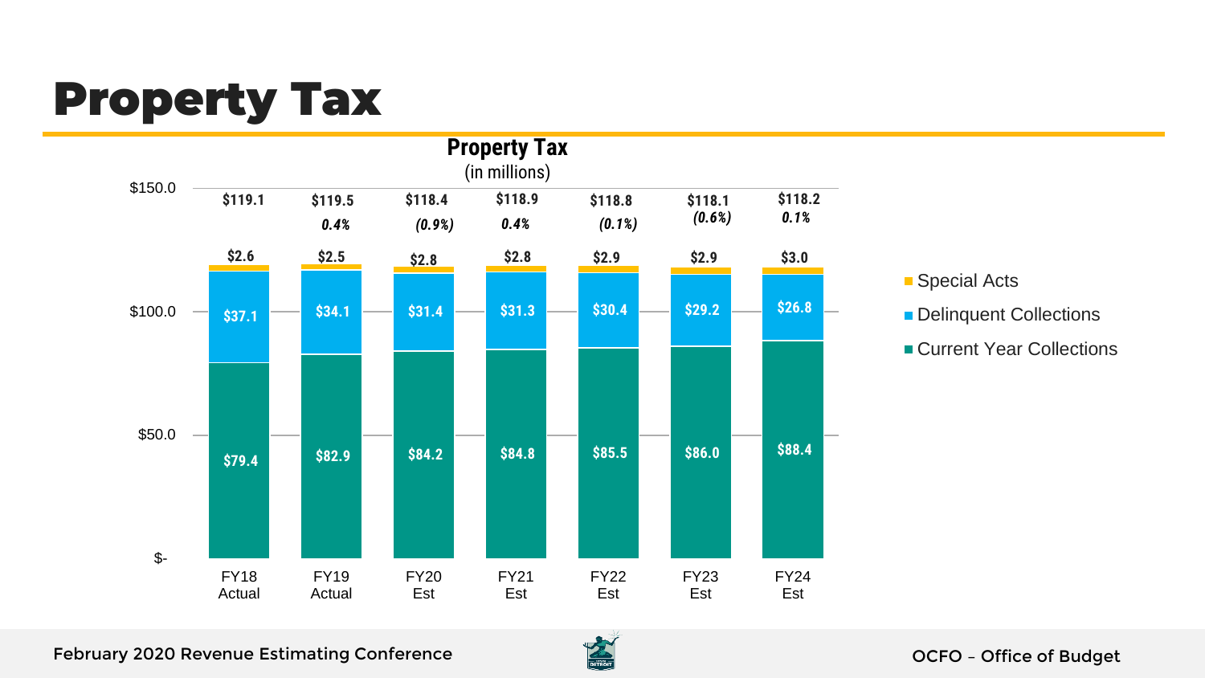# Property Tax

**Property Tax**
(in millions)

| | FY18 Actual | FY19 Actual | FY20 Est | FY21 Est | FY22 Est | FY23 Est | FY24 Est |
|---|---|---|---|---|---|---|---|
| Total | $119.1 | $119.5 | $118.4 | $118.9 | $118.8 | $118.1 | $118.2 |
| % Change | | *0.4%* | *(0.9%)* | *0.4%* | *(0.1%)* | *(0.6%)* | *0.1%* |
| Special Acts | $2.6 | $2.5 | $2.8 | $2.8 | $2.9 | $2.9 | $3.0 |
| Delinquent Collections | $37.1 | $34.1 | $31.4 | $31.3 | $30.4 | $29.2 | $26.8 |
| Current Year Collections | $79.4 | $82.9 | $84.2 | $84.8 | $85.5 | $86.0 | $88.4 |

February 2020 Revenue Estimating Conference

OCFO – Office of Budget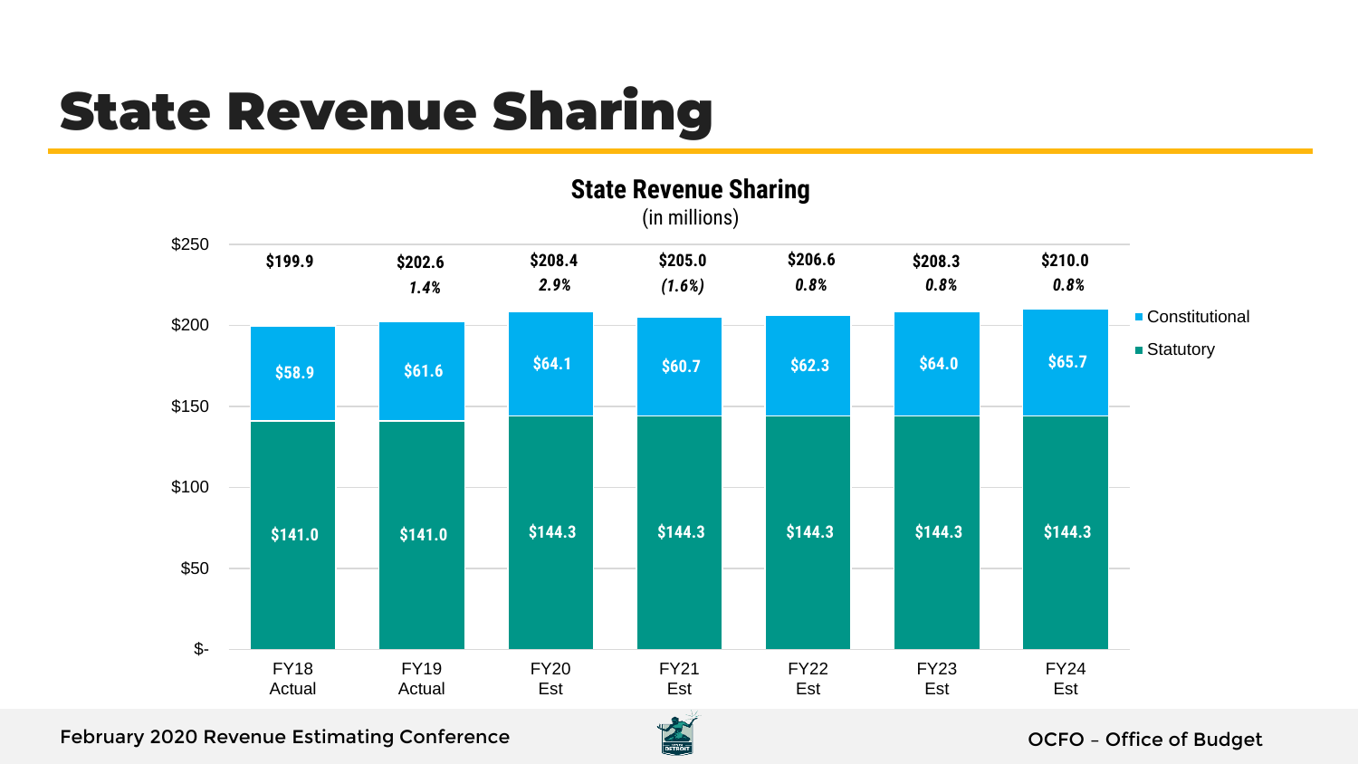# State Revenue Sharing

**State Revenue Sharing**
(in millions)

| | FY18 Actual | FY19 Actual | FY20 Est | FY21 Est | FY22 Est | FY23 Est | FY24 Est |
|---|---|---|---|---|---|---|---|
| Statutory | $141.0 | $141.0 | $144.3 | $144.3 | $144.3 | $144.3 | $144.3 |
| Constitutional | $58.9 | $61.6 | $64.1 | $60.7 | $62.3 | $64.0 | $65.7 |
| Total | $199.9 | $202.6 | $208.4 | $205.0 | $206.6 | $208.3 | $210.0 |
| % Change | | 1.4% | 2.9% | (1.6%) | 0.8% | 0.8% | 0.8% |

February 2020 Revenue Estimating Conference

OCFO – Office of Budget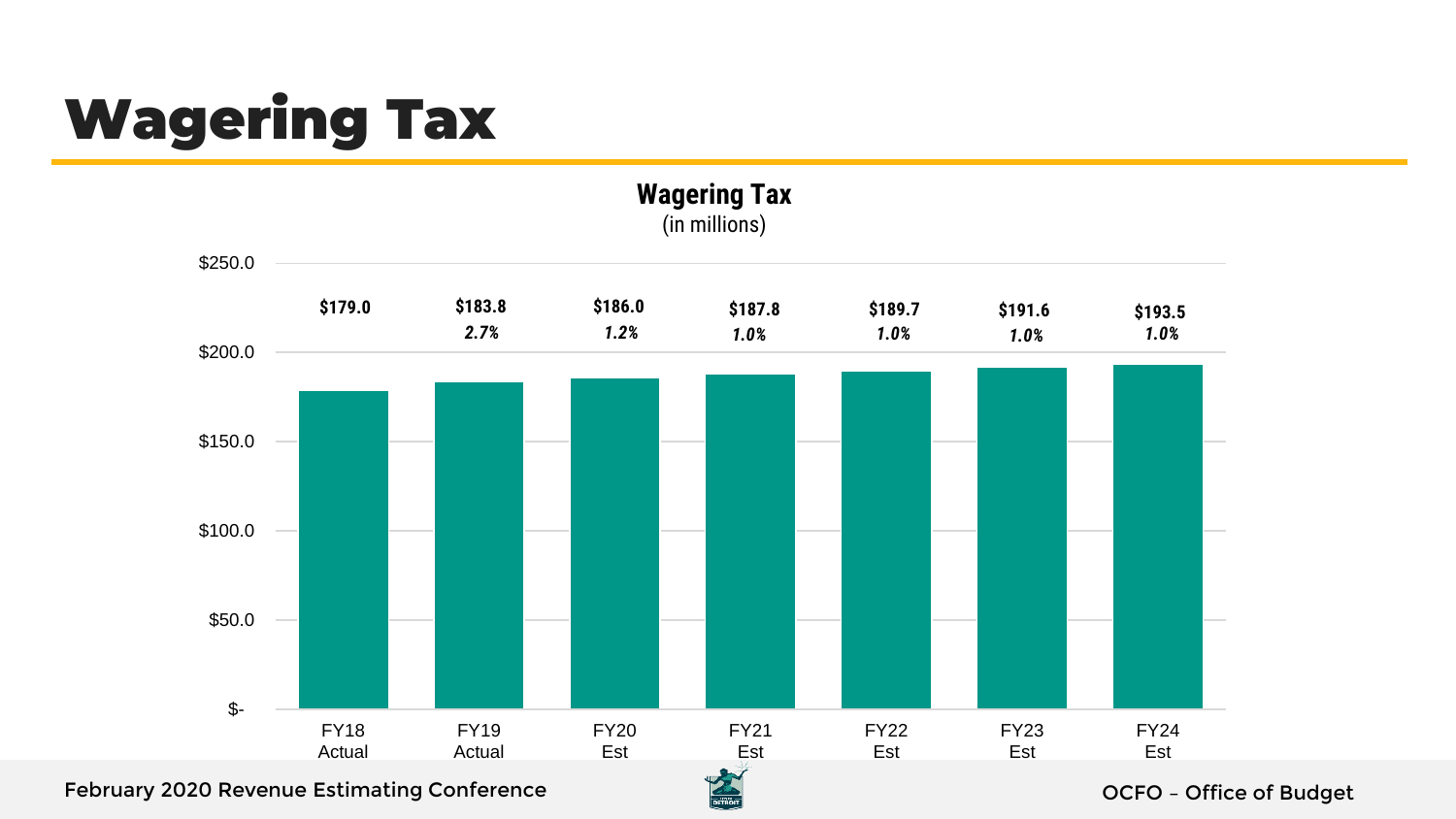# Wagering Tax

**Wagering Tax**
(in millions)

| | FY18 Actual | FY19 Actual | FY20 Est | FY21 Est | FY22 Est | FY23 Est | FY24 Est |
|---|---|---|---|---|---|---|---|
| Wagering Tax | $179.0 | $183.8 | $186.0 | $187.8 | $189.7 | $191.6 | $193.5 |
| Growth | | 2.7% | 1.2% | 1.0% | 1.0% | 1.0% | 1.0% |

February 2020 Revenue Estimating Conference

OCFO – Office of Budget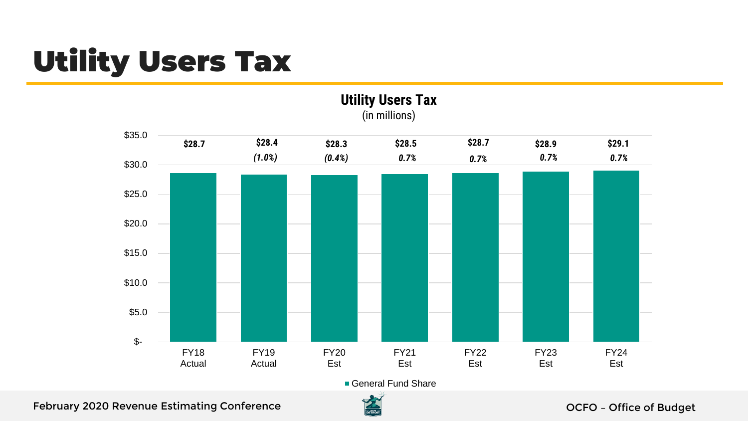# Utility Users Tax

**Utility Users Tax**
(in millions)

| | FY18 Actual | FY19 Actual | FY20 Est | FY21 Est | FY22 Est | FY23 Est | FY24 Est |
|---|---|---|---|---|---|---|---|
| General Fund Share | $28.7 | $28.4 | $28.3 | $28.5 | $28.7 | $28.9 | $29.1 |
| % Change | | *(1.0%)* | *(0.4%)* | *0.7%* | *0.7%* | *0.7%* | *0.7%* |

February 2020 Revenue Estimating Conference

OCFO – Office of Budget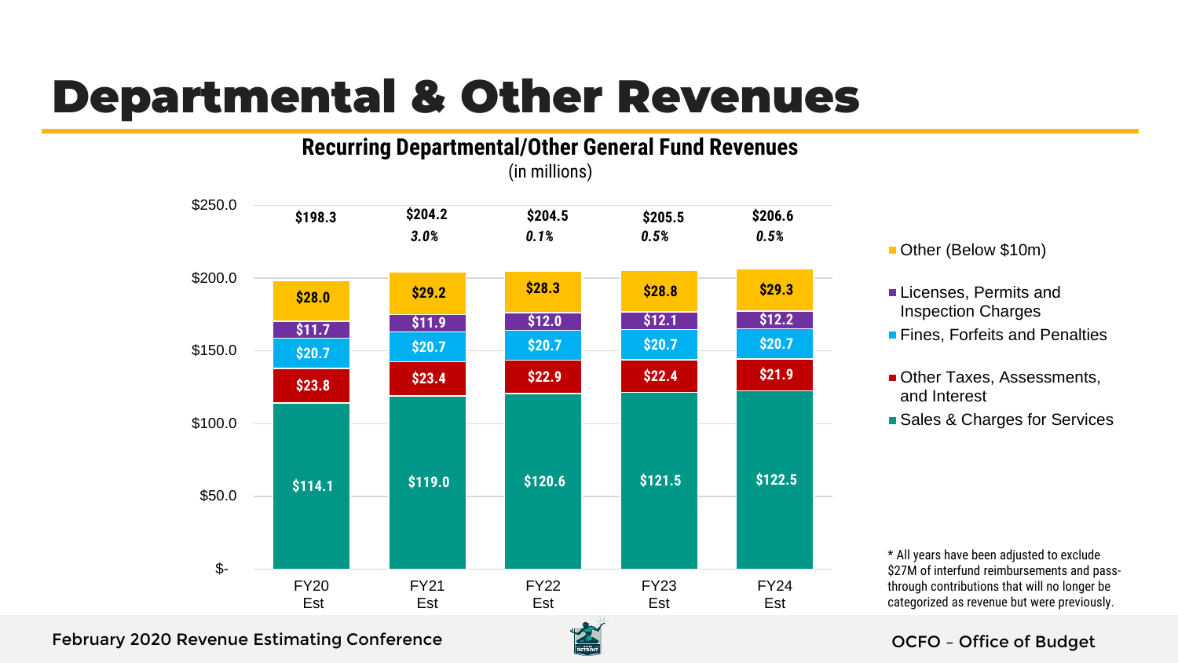# Departmental & Other Revenues

**Recurring Departmental/Other General Fund Revenues**
(in millions)

| | FY20 Est | FY21 Est | FY22 Est | FY23 Est | FY24 Est |
|---|---|---|---|---|---|
| Other (Below $10m) | $28.0 | $29.2 | $28.3 | $28.8 | $29.3 |
| Licenses, Permits and Inspection Charges | $11.7 | $11.9 | $12.0 | $12.1 | $12.2 |
| Fines, Forfeits and Penalties | $20.7 | $20.7 | $20.7 | $20.7 | $20.7 |
| Other Taxes, Assessments, and Interest | $23.8 | $23.4 | $22.9 | $22.4 | $21.9 |
| Sales & Charges for Services | $114.1 | $119.0 | $120.6 | $121.5 | $122.5 |
| **Total** | **$198.3** | **$204.2** | **$204.5** | **$205.5** | **$206.6** |
| Growth | | *3.0%* | *0.1%* | *0.5%* | *0.5%* |

\* All years have been adjusted to exclude $27M of interfund reimbursements and pass-through contributions that will no longer be categorized as revenue but were previously.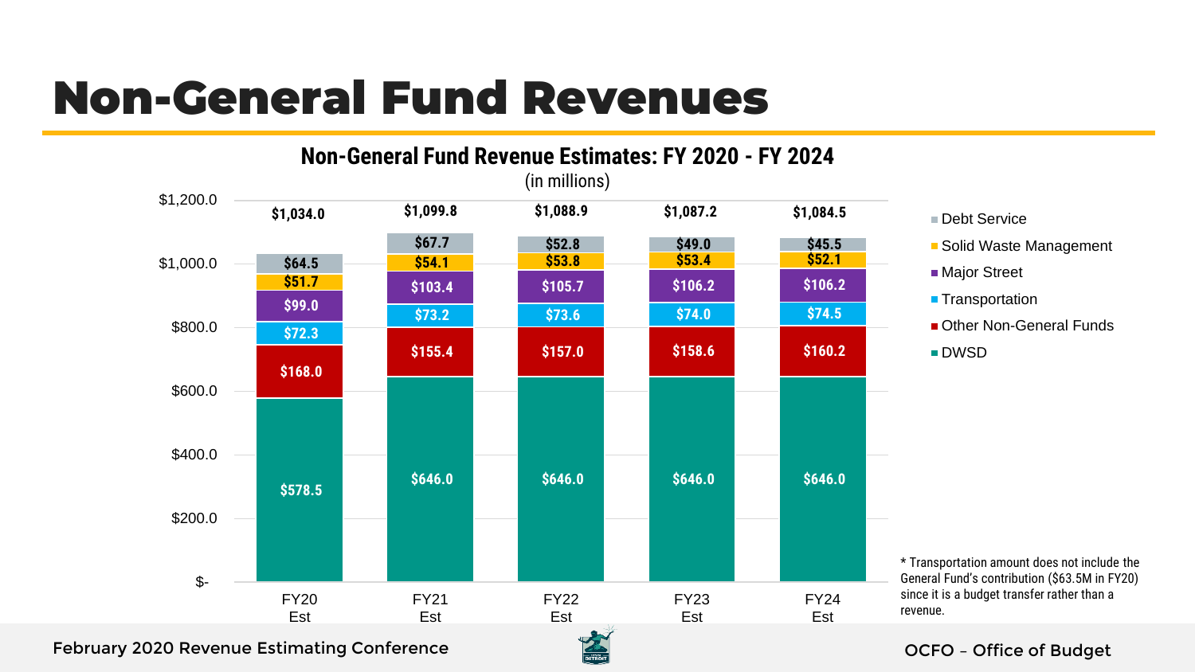# Non-General Fund Revenues

## Non-General Fund Revenue Estimates: FY 2020 - FY 2024

(in millions)

| | FY20 Est | FY21 Est | FY22 Est | FY23 Est | FY24 Est |
|---|---|---|---|---|---|
| Debt Service | $64.5 | $67.7 | $52.8 | $49.0 | $45.5 |
| Solid Waste Management | $51.7 | $54.1 | $53.8 | $53.4 | $52.1 |
| Major Street | $99.0 | $103.4 | $105.7 | $106.2 | $106.2 |
| Transportation | $72.3 | $73.2 | $73.6 | $74.0 | $74.5 |
| Other Non-General Funds | $168.0 | $155.4 | $157.0 | $158.6 | $160.2 |
| DWSD | $578.5 | $646.0 | $646.0 | $646.0 | $646.0 |
| **Total** | **$1,034.0** | **$1,099.8** | **$1,088.9** | **$1,087.2** | **$1,084.5** |

* Transportation amount does not include the General Fund's contribution ($63.5M in FY20) since it is a budget transfer rather than a revenue.

February 2020 Revenue Estimating Conference

OCFO – Office of Budget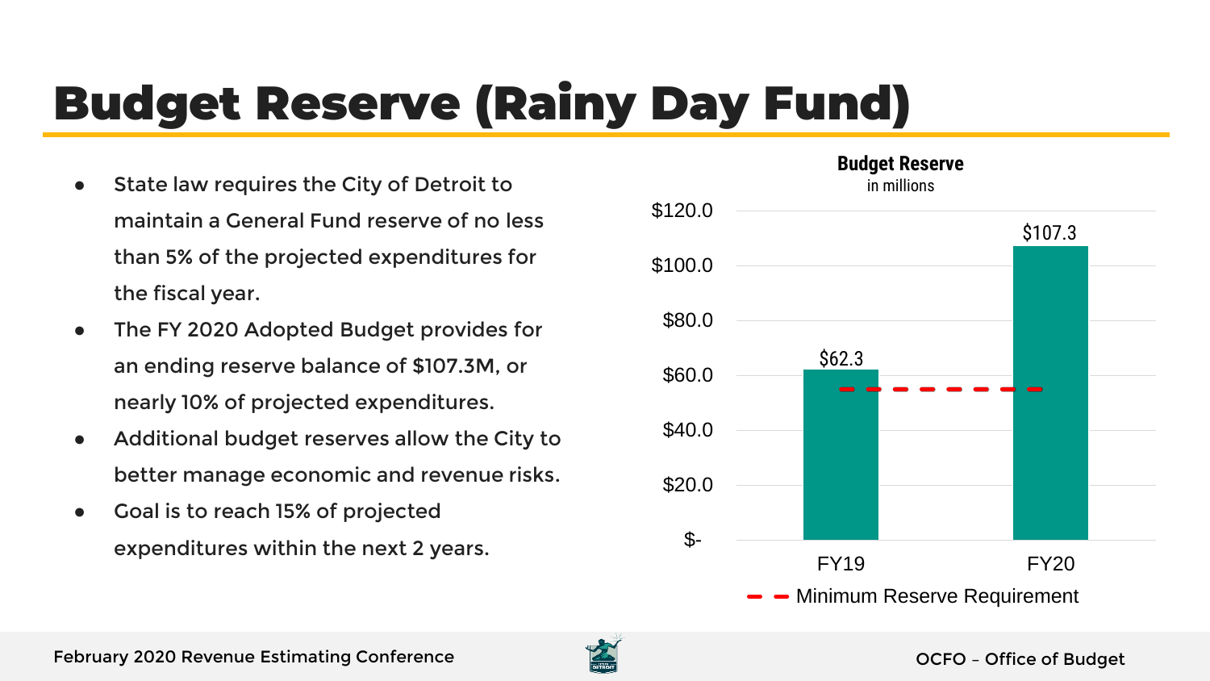# Budget Reserve (Rainy Day Fund)

- State law requires the City of Detroit to maintain a General Fund reserve of no less than 5% of the projected expenditures for the fiscal year.
- The FY 2020 Adopted Budget provides for an ending reserve balance of $107.3M, or nearly 10% of projected expenditures.
- Additional budget reserves allow the City to better manage economic and revenue risks.
- Goal is to reach 15% of projected expenditures within the next 2 years.

**Budget Reserve**
in millions

| | Budget Reserve |
|---|---|
| FY19 | $62.3 |
| FY20 | $107.3 |

Minimum Reserve Requirement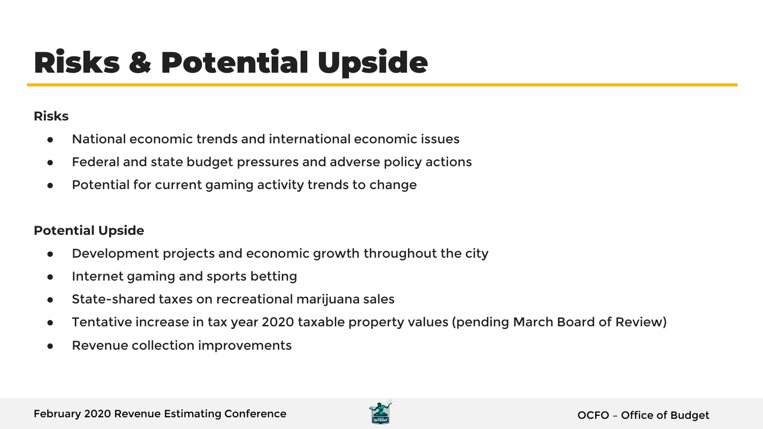# Risks & Potential Upside

**Risks**

- National economic trends and international economic issues
- Federal and state budget pressures and adverse policy actions
- Potential for current gaming activity trends to change

**Potential Upside**

- Development projects and economic growth throughout the city
- Internet gaming and sports betting
- State-shared taxes on recreational marijuana sales
- Tentative increase in tax year 2020 taxable property values (pending March Board of Review)
- Revenue collection improvements